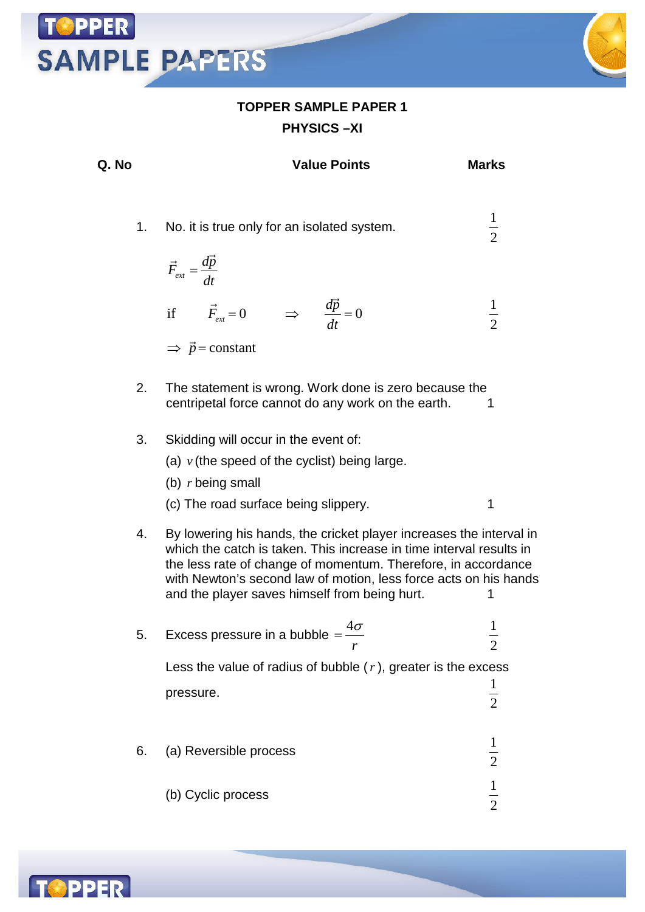# TOPPER SAMPLE PAPER 1

## PHYSICS –XI

| Q. No | Value Points | Marks |
|---|---|---|
| 1. | No. it is true only for an isolated system. | $\frac{1}{2}$ |
| | $\vec{F}_{ext} = \frac{d\vec{p}}{dt}$ | |
| | if $\vec{F}_{ext} = 0 \Rightarrow \frac{d\vec{p}}{dt} = 0$ | $\frac{1}{2}$ |
| | $\Rightarrow \vec{p} = \text{constant}$ | |
| 2. | The statement is wrong. Work done is zero because the centripetal force cannot do any work on the earth. | 1 |
| 3. | Skidding will occur in the event of:<br>(a) $v$ (the speed of the cyclist) being large.<br>(b) $r$ being small<br>(c) The road surface being slippery. | 1 |
| 4. | By lowering his hands, the cricket player increases the interval in which the catch is taken. This increase in time interval results in the less rate of change of momentum. Therefore, in accordance with Newton's second law of motion, less force acts on his hands and the player saves himself from being hurt. | 1 |
| 5. | Excess pressure in a bubble $= \frac{4\sigma}{r}$ | $\frac{1}{2}$ |
| | Less the value of radius of bubble ($r$), greater is the excess pressure. | $\frac{1}{2}$ |
| 6. | (a) Reversible process | $\frac{1}{2}$ |
| | (b) Cyclic process | $\frac{1}{2}$ |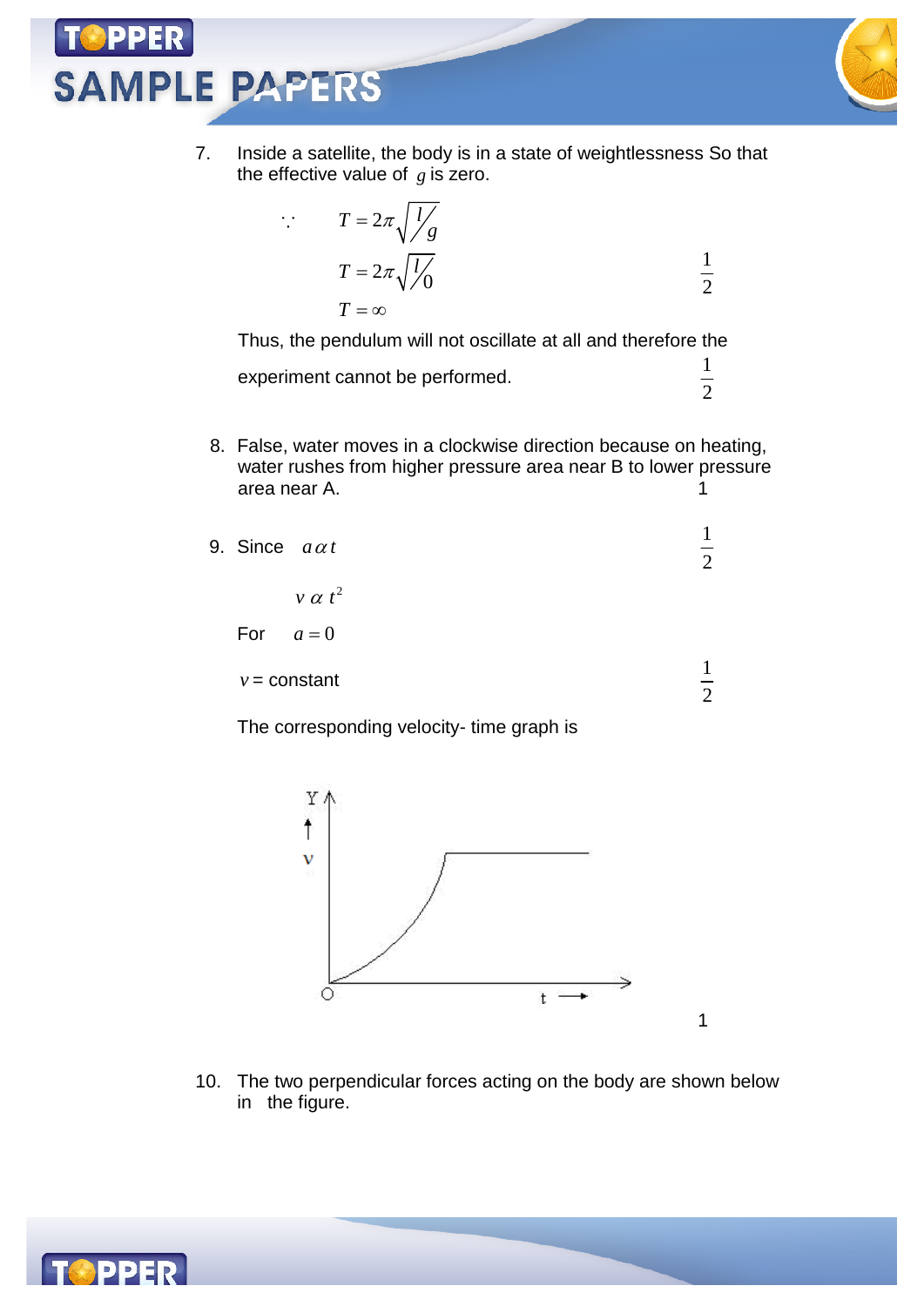7. Inside a satellite, the body is in a state of weightlessness So that the effective value of $g$ is zero.

$$\because \quad T = 2\pi\sqrt{l/g}$$

$$T = 2\pi\sqrt{l/0} \qquad \frac{1}{2}$$

$$T = \infty$$

Thus, the pendulum will not oscillate at all and therefore the experiment cannot be performed. $\frac{1}{2}$

8. False, water moves in a clockwise direction because on heating, water rushes from higher pressure area near B to lower pressure area near A. 1

9. Since $a \, \alpha \, t$ $\frac{1}{2}$

$v \, \alpha \, t^2$

For $a = 0$

$v$ = constant $\frac{1}{2}$

The corresponding velocity- time graph is

1

10. The two perpendicular forces acting on the body are shown below in the figure.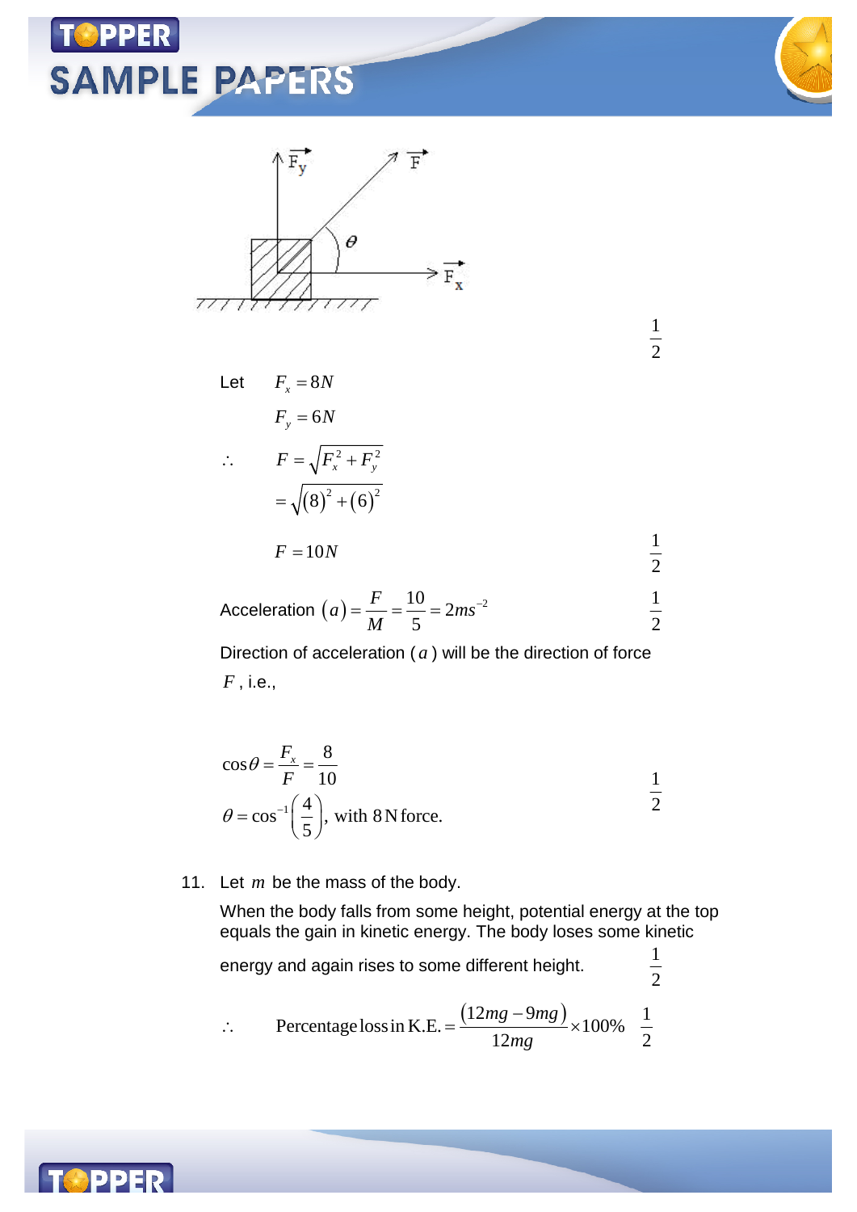$\frac{1}{2}$

Let $F_x = 8N$

$F_y = 6N$

$\therefore \quad F = \sqrt{F_x^2 + F_y^2}$

$= \sqrt{(8)^2 + (6)^2}$

$F = 10N$ $\quad \frac{1}{2}$

Acceleration $(a) = \frac{F}{M} = \frac{10}{5} = 2ms^{-2}$ $\quad \frac{1}{2}$

Direction of acceleration ($a$) will be the direction of force $F$, i.e.,

$$\cos\theta = \frac{F_x}{F} = \frac{8}{10}$$

$$\theta = \cos^{-1}\left(\frac{4}{5}\right), \text{ with 8 N force.}$$

$\frac{1}{2}$

11. Let $m$ be the mass of the body.

When the body falls from some height, potential energy at the top equals the gain in kinetic energy. The body loses some kinetic energy and again rises to some different height. $\quad \frac{1}{2}$

$\therefore \quad \text{Percentage loss in K.E.} = \frac{(12mg - 9mg)}{12mg} \times 100\%$ $\quad \frac{1}{2}$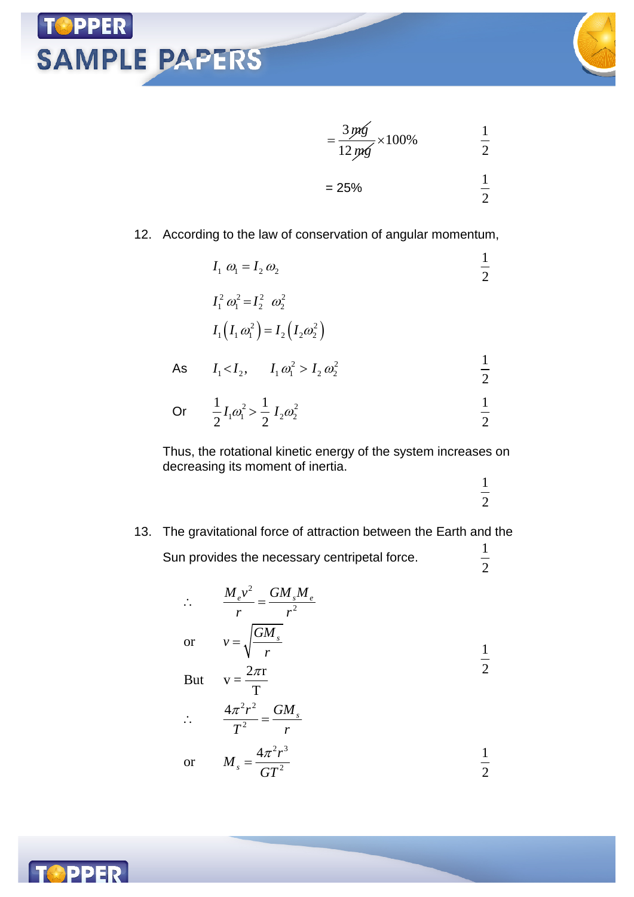$$= \frac{3\cancel{mg}}{12\cancel{mg}} \times 100\% \qquad \frac{1}{2}$$

$$= 25\% \qquad \frac{1}{2}$$

12. According to the law of conservation of angular momentum,

$$I_1\,\omega_1 = I_2\,\omega_2 \qquad \frac{1}{2}$$

$$I_1^2\,\omega_1^2 = I_2^2\,\omega_2^2$$

$$I_1\left(I_1\,\omega_1^2\right) = I_2\left(I_2\omega_2^2\right)$$

As $\quad I_1 < I_2, \quad I_1\,\omega_1^2 > I_2\,\omega_2^2 \qquad \frac{1}{2}$

Or $\quad \frac{1}{2} I_1\omega_1^2 > \frac{1}{2}\,I_2\omega_2^2 \qquad \frac{1}{2}$

Thus, the rotational kinetic energy of the system increases on decreasing its moment of inertia.

$\frac{1}{2}$

13. The gravitational force of attraction between the Earth and the Sun provides the necessary centripetal force. $\frac{1}{2}$

$$\therefore \quad \frac{M_e v^2}{r} = \frac{GM_s M_e}{r^2}$$

or $\quad v = \sqrt{\dfrac{GM_s}{r}} \qquad \frac{1}{2}$

But $\quad v = \dfrac{2\pi r}{T}$

$$\therefore \quad \frac{4\pi^2 r^2}{T^2} = \frac{GM_s}{r}$$

or $\quad M_s = \dfrac{4\pi^2 r^3}{GT^2} \qquad \frac{1}{2}$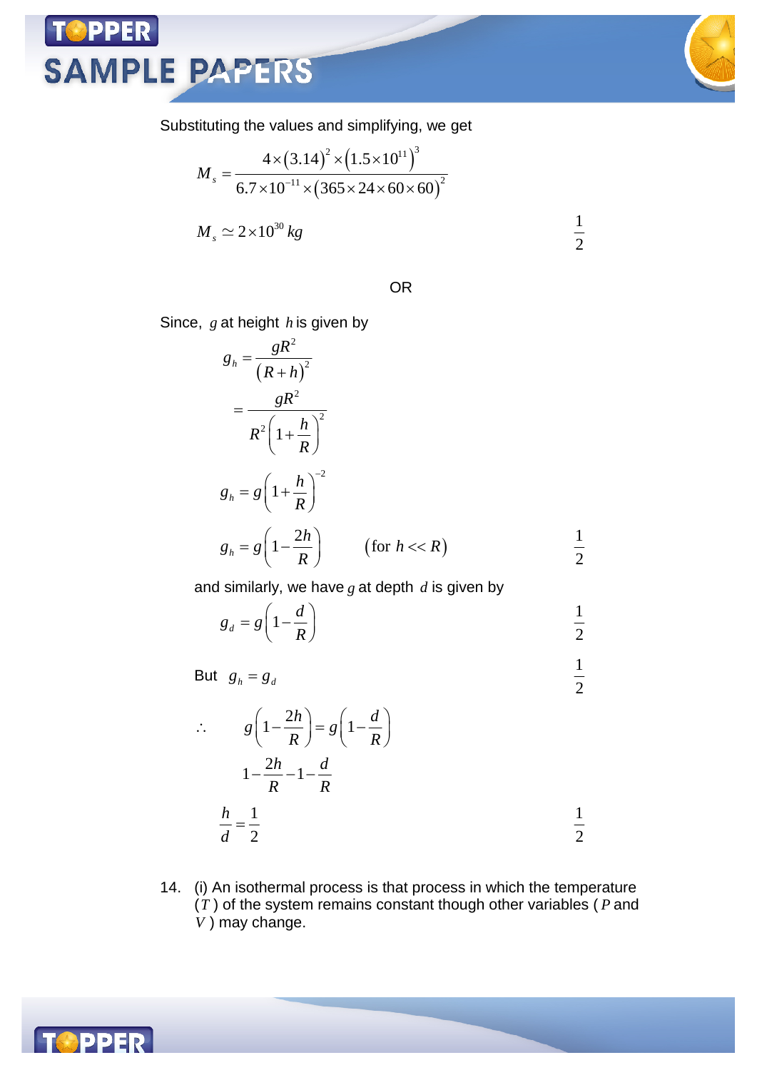Substituting the values and simplifying, we get

$$M_s = \frac{4 \times (3.14)^2 \times (1.5 \times 10^{11})^3}{6.7 \times 10^{-11} \times (365 \times 24 \times 60 \times 60)^2}$$

$$M_s \simeq 2 \times 10^{30}\, kg \qquad \frac{1}{2}$$

OR

Since, $g$ at height $h$ is given by

$$g_h = \frac{gR^2}{(R+h)^2}$$

$$= \frac{gR^2}{R^2\left(1+\frac{h}{R}\right)^2}$$

$$g_h = g\left(1+\frac{h}{R}\right)^{-2}$$

$$g_h = g\left(1-\frac{2h}{R}\right) \qquad (\text{for } h << R) \qquad \frac{1}{2}$$

and similarly, we have $g$ at depth $d$ is given by

$$g_d = g\left(1-\frac{d}{R}\right) \qquad \frac{1}{2}$$

But $g_h = g_d$ $\qquad \frac{1}{2}$

$$\therefore \quad g\left(1-\frac{2h}{R}\right) = g\left(1-\frac{d}{R}\right)$$

$$1-\frac{2h}{R}-1-\frac{d}{R}$$

$$\frac{h}{d} = \frac{1}{2} \qquad \frac{1}{2}$$

14. (i) An isothermal process is that process in which the temperature ($T$) of the system remains constant though other variables ($P$ and $V$) may change.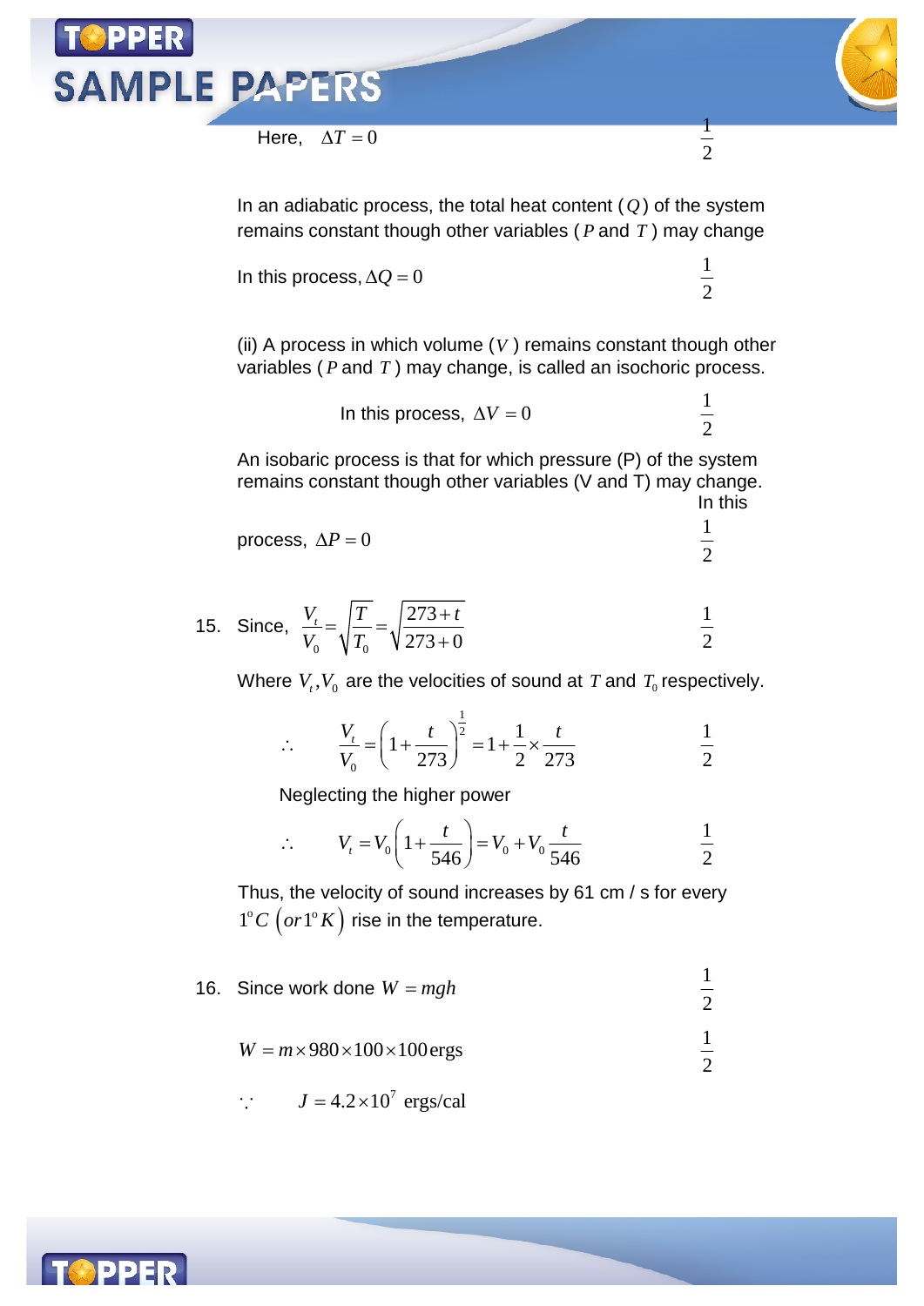Here, $\Delta T = 0$ $\frac{1}{2}$

In an adiabatic process, the total heat content ($Q$) of the system remains constant though other variables ($P$ and $T$) may change

In this process, $\Delta Q = 0$ $\frac{1}{2}$

(ii) A process in which volume ($V$) remains constant though other variables ($P$ and $T$) may change, is called an isochoric process.

In this process, $\Delta V = 0$ $\frac{1}{2}$

An isobaric process is that for which pressure (P) of the system remains constant though other variables (V and T) may change. In this process, $\Delta P = 0$ $\frac{1}{2}$

15. Since, $\frac{V_t}{V_0} = \sqrt{\frac{T}{T_0}} = \sqrt{\frac{273+t}{273+0}}$ $\frac{1}{2}$

Where $V_t, V_0$ are the velocities of sound at $T$ and $T_0$ respectively.

$$\therefore \quad \frac{V_t}{V_0} = \left(1 + \frac{t}{273}\right)^{\frac{1}{2}} = 1 + \frac{1}{2} \times \frac{t}{273} \qquad \frac{1}{2}$$

Neglecting the higher power

$$\therefore \quad V_t = V_0\left(1 + \frac{t}{546}\right) = V_0 + V_0\frac{t}{546} \qquad \frac{1}{2}$$

Thus, the velocity of sound increases by 61 cm / s for every $1^{o}C \left(or\, 1^{o}K\right)$ rise in the temperature.

16. Since work done $W = mgh$ $\frac{1}{2}$

$W = m \times 980 \times 100 \times 100\,\text{ergs}$ $\frac{1}{2}$

$\because \quad J = 4.2 \times 10^{7}$ ergs/cal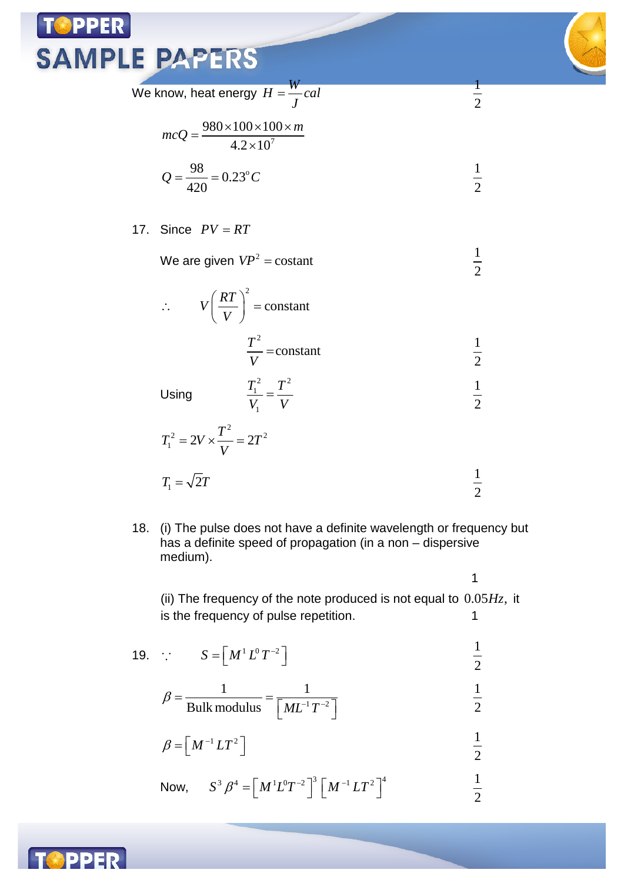We know, heat energy $H = \frac{W}{J} cal$ $\qquad \frac{1}{2}$

$$mcQ = \frac{980 \times 100 \times 100 \times m}{4.2 \times 10^7}$$

$$Q = \frac{98}{420} = 0.23^{o}C \qquad \frac{1}{2}$$

17. Since $PV = RT$

We are given $VP^2 = \text{costant}$ $\qquad \frac{1}{2}$

$$\therefore \quad V\left(\frac{RT}{V}\right)^2 = \text{constant}$$

$$\frac{T^2}{V} = \text{constant} \qquad \frac{1}{2}$$

Using $\quad \frac{T_1^2}{V_1} = \frac{T^2}{V}$ $\qquad \frac{1}{2}$

$$T_1^2 = 2V \times \frac{T^2}{V} = 2T^2$$

$$T_1 = \sqrt{2}T \qquad \frac{1}{2}$$

18. (i) The pulse does not have a definite wavelength or frequency but has a definite speed of propagation (in a non – dispersive medium). $\qquad 1$

(ii) The frequency of the note produced is not equal to $0.05Hz$, it is the frequency of pulse repetition. $\qquad 1$

19. $\because \quad S = \left[M^1 L^0 T^{-2}\right]$ $\qquad \frac{1}{2}$

$$\beta = \frac{1}{\text{Bulk modulus}} = \frac{1}{\left[ML^{-1}T^{-2}\right]} \qquad \frac{1}{2}$$

$$\beta = \left[M^{-1}LT^2\right] \qquad \frac{1}{2}$$

Now, $\quad S^3\beta^4 = \left[M^1L^0T^{-2}\right]^3 \left[M^{-1}LT^2\right]^4$ $\qquad \frac{1}{2}$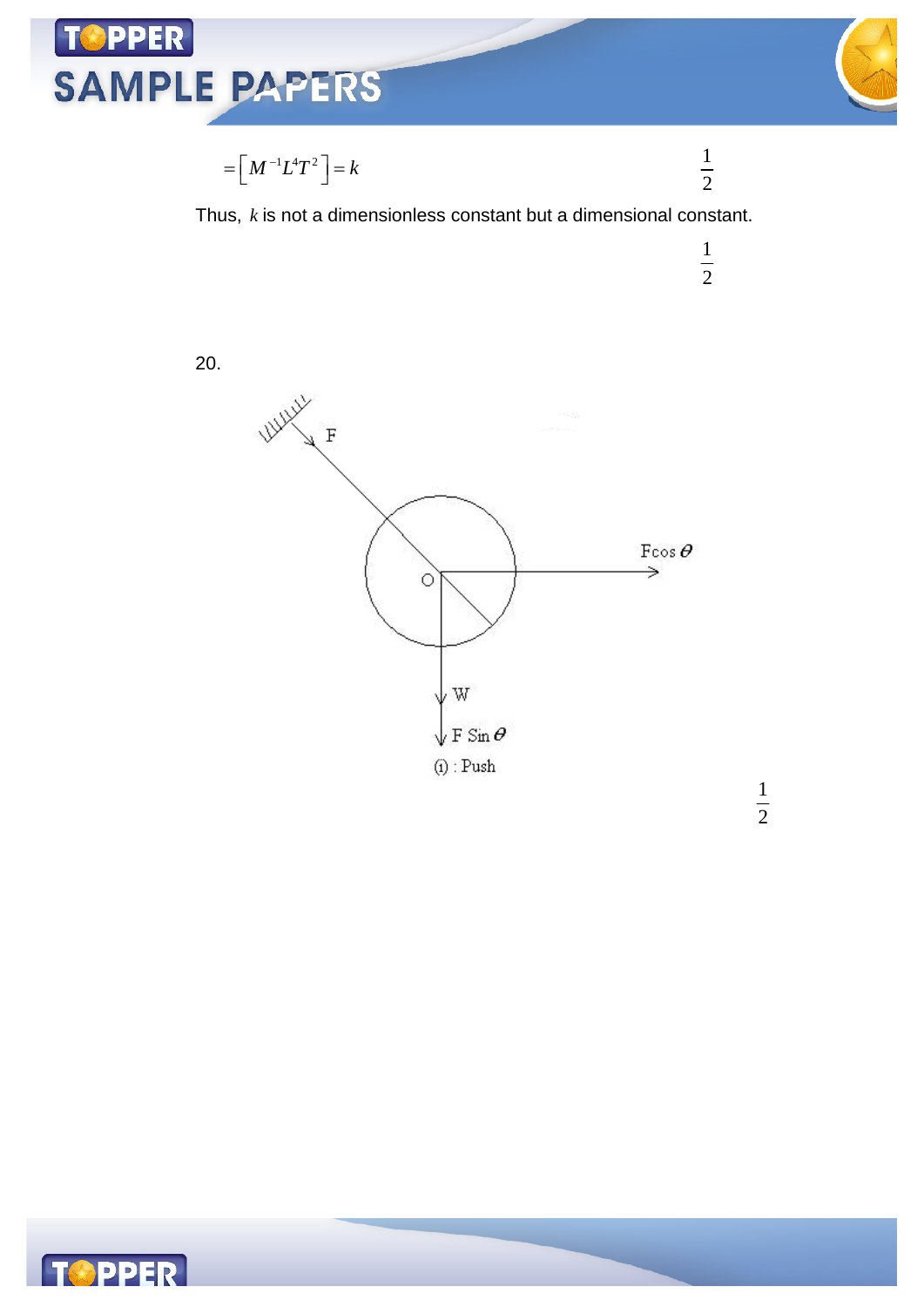$$= \left[M^{-1}L^{4}T^{2}\right] = k \qquad \frac{1}{2}$$

Thus, $k$ is not a dimensionless constant but a dimensional constant.

$$\frac{1}{2}$$

20.

F

$F\cos\theta$

O

W

$F\sin\theta$

(i) : Push

$$\frac{1}{2}$$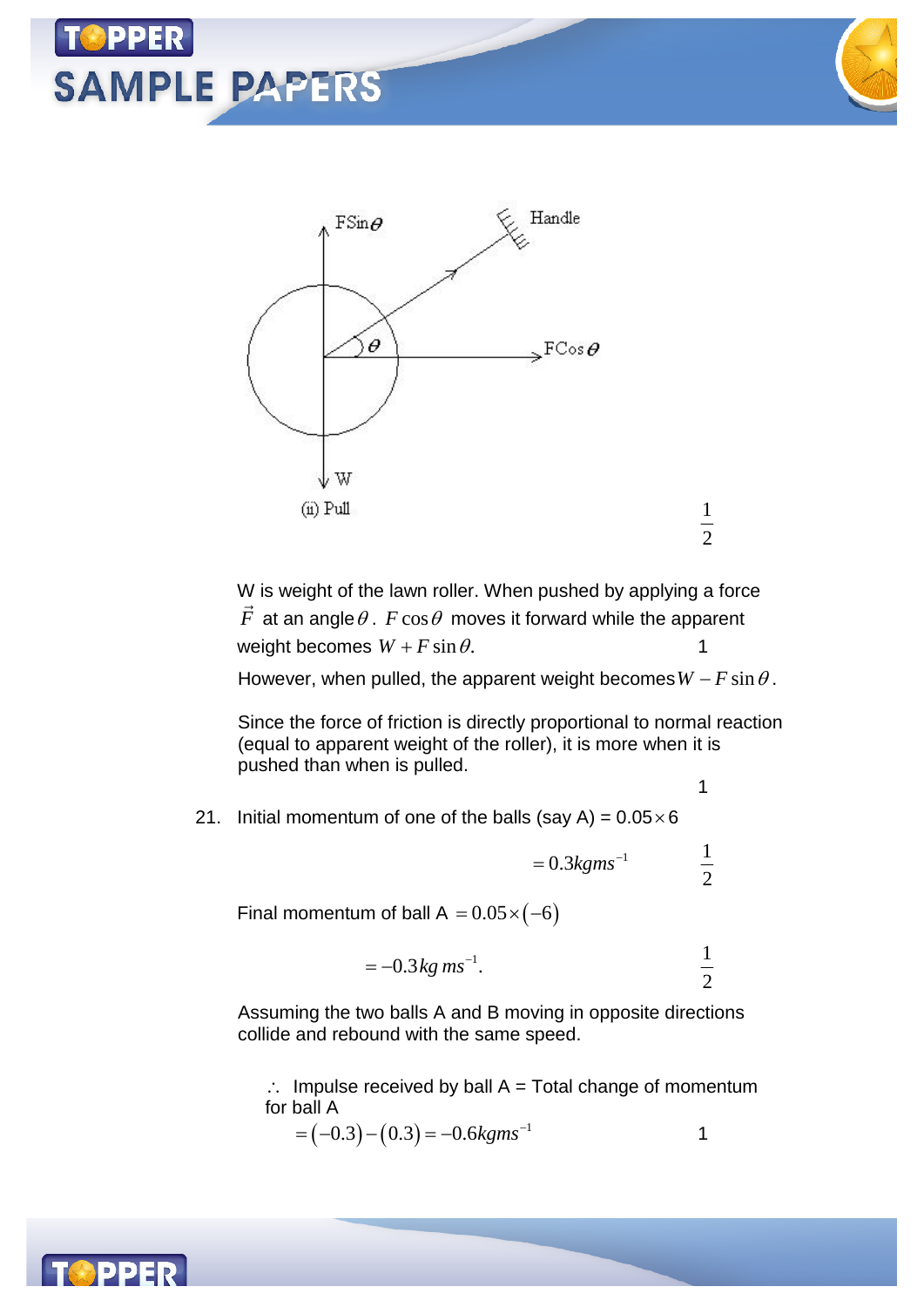FSin$\theta$

Handle

$\theta$

FCos$\theta$

W

(ii) Pull

$\frac{1}{2}$

W is weight of the lawn roller. When pushed by applying a force $\vec{F}$ at an angle $\theta$. $F\cos\theta$ moves it forward while the apparent weight becomes $W + F\sin\theta$. 1

However, when pulled, the apparent weight becomes $W - F\sin\theta$.

Since the force of friction is directly proportional to normal reaction (equal to apparent weight of the roller), it is more when it is pushed than when is pulled.

1

21. Initial momentum of one of the balls (say A) = $0.05 \times 6$

$$= 0.3 kgms^{-1} \quad \frac{1}{2}$$

Final momentum of ball A $= 0.05 \times (-6)$

$$= -0.3 kg\, ms^{-1}. \quad \frac{1}{2}$$

Assuming the two balls A and B moving in opposite directions collide and rebound with the same speed.

$\therefore$ Impulse received by ball A = Total change of momentum for ball A

$$= (-0.3) - (0.3) = -0.6 kgms^{-1} \quad 1$$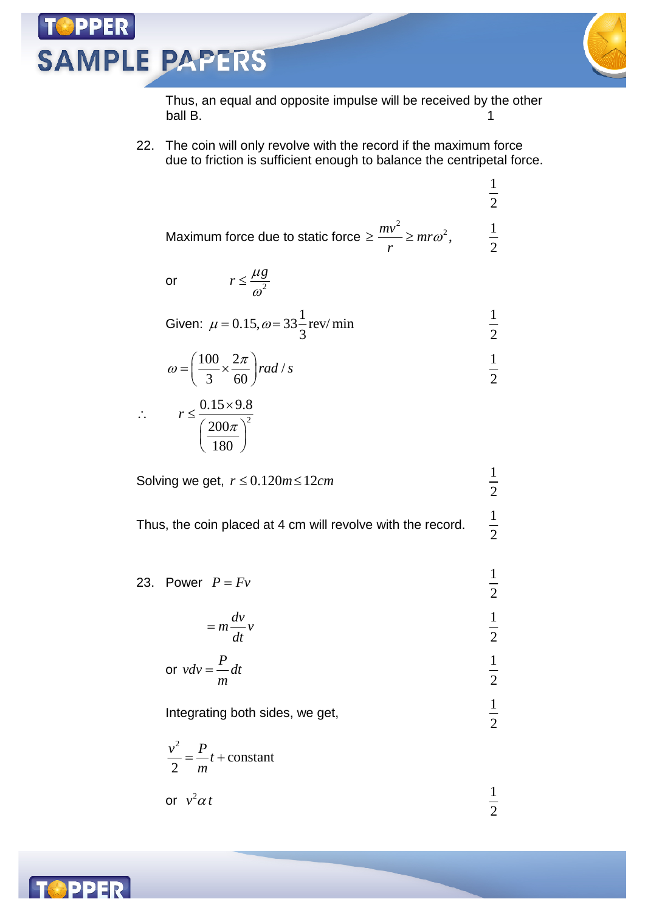Thus, an equal and opposite impulse will be received by the other ball B. 1

22. The coin will only revolve with the record if the maximum force due to friction is sufficient enough to balance the centripetal force.

$\frac{1}{2}$

Maximum force due to static force $\geq \frac{mv^2}{r} \geq mr\omega^2$, $\frac{1}{2}$

or $r \leq \frac{\mu g}{\omega^2}$

Given: $\mu = 0.15, \omega = 33\frac{1}{3}\text{rev/min}$ $\frac{1}{2}$

$\omega = \left(\frac{100}{3} \times \frac{2\pi}{60}\right) rad/s$ $\frac{1}{2}$

$\therefore \quad r \leq \frac{0.15 \times 9.8}{\left(\frac{200\pi}{180}\right)^2}$

Solving we get, $r \leq 0.120m \leq 12cm$ $\frac{1}{2}$

Thus, the coin placed at 4 cm will revolve with the record. $\frac{1}{2}$

23. Power $P = Fv$ $\frac{1}{2}$

$= m\frac{dv}{dt}v$ $\frac{1}{2}$

or $vdv = \frac{P}{m}dt$ $\frac{1}{2}$

Integrating both sides, we get, $\frac{1}{2}$

$\frac{v^2}{2} = \frac{P}{m}t + \text{constant}$

or $v^2 \alpha\, t$ $\frac{1}{2}$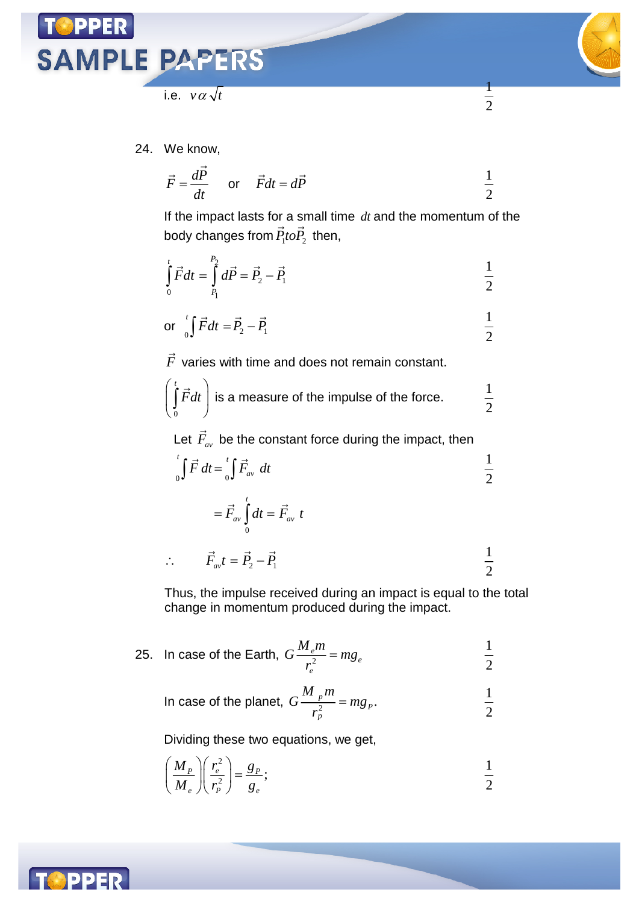i.e. $v \alpha \sqrt{t}$ $\frac{1}{2}$

24. We know,

$$\vec{F} = \frac{d\vec{P}}{dt} \quad \text{or} \quad \vec{F}dt = d\vec{P} \qquad \frac{1}{2}$$

If the impact lasts for a small time $dt$ and the momentum of the body changes from $\vec{P}_1 to \vec{P}_2$ then,

$$\int_0^t \vec{F}dt = \int_{P_1}^{P_2} d\vec{P} = \vec{P}_2 - \vec{P}_1 \qquad \frac{1}{2}$$

or $\int_0^t \vec{F}dt = \vec{P}_2 - \vec{P}_1$ $\frac{1}{2}$

$\vec{F}$ varies with time and does not remain constant.

$\left(\int_0^t \vec{F}dt\right)$ is a measure of the impulse of the force. $\frac{1}{2}$

Let $\vec{F}_{av}$ be the constant force during the impact, then

$$\int_0^t \vec{F}\,dt = \int_0^t \vec{F}_{av}\,dt \qquad \frac{1}{2}$$

$$= \vec{F}_{av}\int_0^t dt = \vec{F}_{av}\,t$$

$$\therefore \quad \vec{F}_{av}t = \vec{P}_2 - \vec{P}_1 \qquad \frac{1}{2}$$

Thus, the impulse received during an impact is equal to the total change in momentum produced during the impact.

25. In case of the Earth, $G\frac{M_e m}{r_e^2} = mg_e$ $\frac{1}{2}$

In case of the planet, $G\frac{M_p m}{r_p^2} = mg_P.$ $\frac{1}{2}$

Dividing these two equations, we get,

$$\left(\frac{M_P}{M_e}\right)\left(\frac{r_e^2}{r_P^2}\right) = \frac{g_P}{g_e}; \qquad \frac{1}{2}$$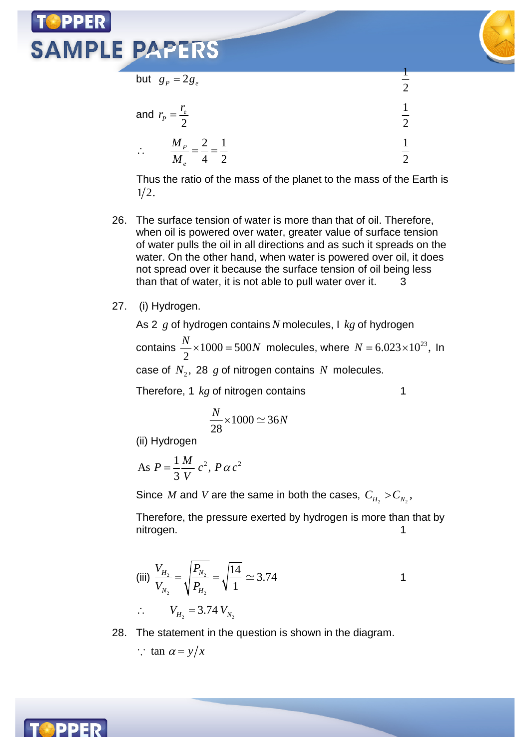but $g_P = 2g_e$ $\frac{1}{2}$

and $r_P = \frac{r_e}{2}$ $\frac{1}{2}$

$\therefore \quad \frac{M_P}{M_e} = \frac{2}{4} = \frac{1}{2}$ $\frac{1}{2}$

Thus the ratio of the mass of the planet to the mass of the Earth is $1/2$.

26. The surface tension of water is more than that of oil. Therefore, when oil is powered over water, greater value of surface tension of water pulls the oil in all directions and as such it spreads on the water. On the other hand, when water is powered over oil, it does not spread over it because the surface tension of oil being less than that of water, it is not able to pull water over it. 3

27. (i) Hydrogen.

As 2 $g$ of hydrogen contains $N$ molecules, I $kg$ of hydrogen contains $\frac{N}{2} \times 1000 = 500N$ molecules, where $N = 6.023 \times 10^{23}$, In case of $N_2$, 28 $g$ of nitrogen contains $N$ molecules.

Therefore, 1 $kg$ of nitrogen contains 1

$$\frac{N}{28} \times 1000 \simeq 36N$$

(ii) Hydrogen

As $P = \frac{1}{3}\frac{M}{V}c^2$, $P \alpha c^2$

Since $M$ and $V$ are the same in both the cases, $C_{H_2} > C_{N_2}$,

Therefore, the pressure exerted by hydrogen is more than that by nitrogen. 1

(iii) $\frac{V_{H_2}}{V_{N_2}} = \sqrt{\frac{P_{N_2}}{P_{H_2}}} = \sqrt{\frac{14}{1}} \simeq 3.74$ 1

$\therefore \quad V_{H_2} = 3.74\, V_{N_2}$

28. The statement in the question is shown in the diagram.

$\because \tan \alpha = y/x$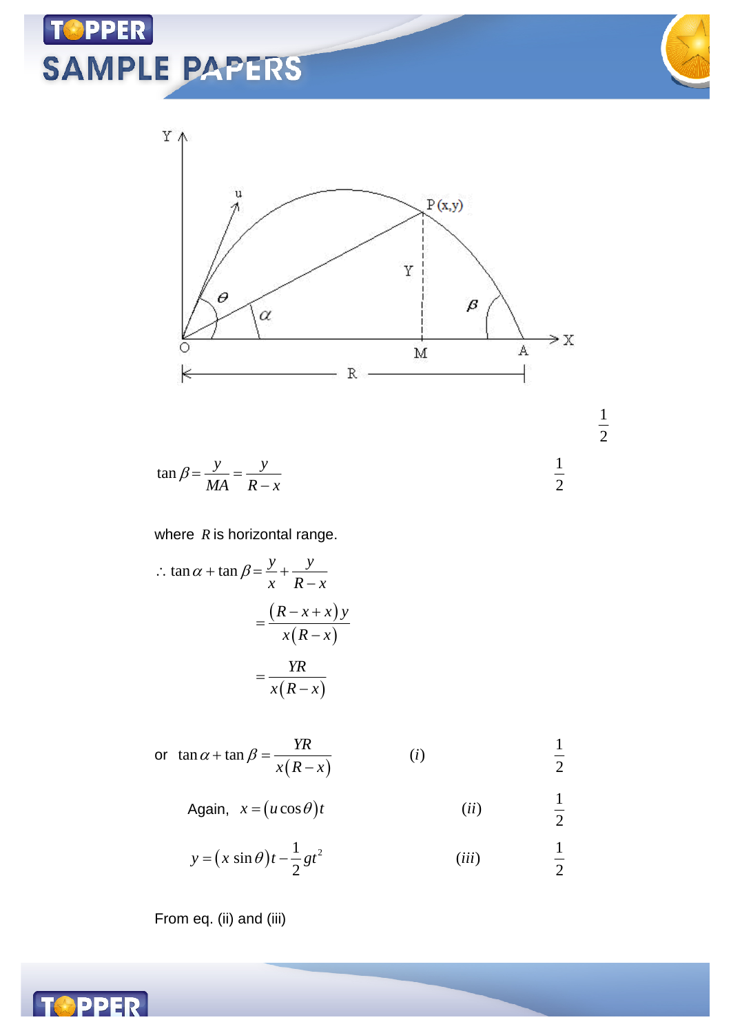$\frac{1}{2}$

$$\tan\beta = \frac{y}{MA} = \frac{y}{R-x} \qquad \frac{1}{2}$$

where $R$ is horizontal range.

$$\therefore \tan\alpha + \tan\beta = \frac{y}{x} + \frac{y}{R-x}$$

$$= \frac{(R-x+x)y}{x(R-x)}$$

$$= \frac{YR}{x(R-x)}$$

or $\tan\alpha + \tan\beta = \dfrac{YR}{x(R-x)} \qquad (i) \qquad \frac{1}{2}$

Again, $x = (u\cos\theta)t \qquad (ii) \qquad \frac{1}{2}$

$y = (x\sin\theta)t - \frac{1}{2}gt^2 \qquad (iii) \qquad \frac{1}{2}$

From eq. (ii) and (iii)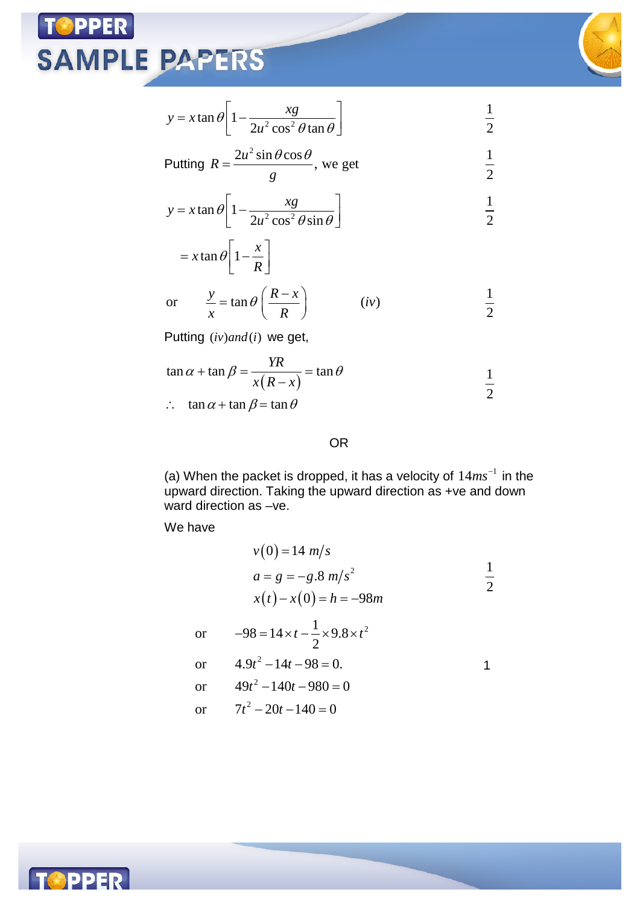$$y = x\tan\theta\left[1 - \frac{xg}{2u^2\cos^2\theta\tan\theta}\right] \qquad \frac{1}{2}$$

Putting $R = \dfrac{2u^2\sin\theta\cos\theta}{g}$, we get $\qquad \frac{1}{2}$

$$y = x\tan\theta\left[1 - \frac{xg}{2u^2\cos^2\theta\sin\theta}\right] \qquad \frac{1}{2}$$

$$= x\tan\theta\left[1 - \frac{x}{R}\right]$$

or $\quad \dfrac{y}{x} = \tan\theta\left(\dfrac{R-x}{R}\right) \qquad (iv) \qquad \frac{1}{2}$

Putting $(iv) and (i)$ we get,

$$\tan\alpha + \tan\beta = \frac{YR}{x(R-x)} = \tan\theta \qquad \frac{1}{2}$$

$$\therefore \quad \tan\alpha + \tan\beta = \tan\theta$$

OR

(a) When the packet is dropped, it has a velocity of $14 ms^{-1}$ in the upward direction. Taking the upward direction as +ve and down ward direction as –ve.

We have

$$v(0) = 14\ m/s$$
$$a = g = -g.8\ m/s^2 \qquad \frac{1}{2}$$
$$x(t) - x(0) = h = -98m$$

or $\quad -98 = 14\times t - \dfrac{1}{2}\times 9.8\times t^2$

or $\quad 4.9t^2 - 14t - 98 = 0. \qquad 1$

or $\quad 49t^2 - 140t - 980 = 0$

or $\quad 7t^2 - 20t - 140 = 0$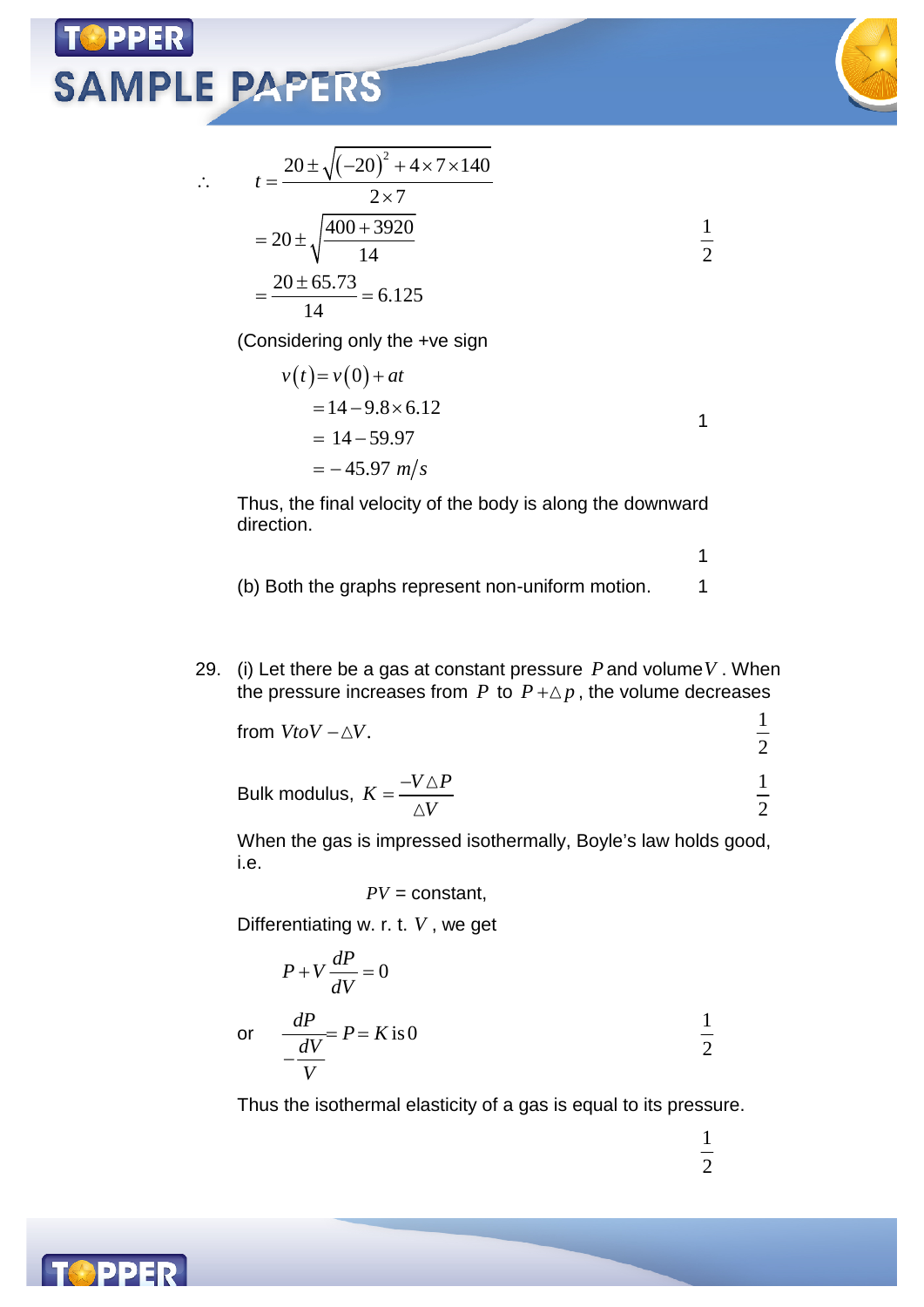$$\therefore \quad t = \frac{20 \pm \sqrt{(-20)^2 + 4 \times 7 \times 140}}{2 \times 7}$$

$$= 20 \pm \sqrt{\frac{400 + 3920}{14}} \qquad \frac{1}{2}$$

$$= \frac{20 \pm 65.73}{14} = 6.125$$

(Considering only the +ve sign

$$v(t) = v(0) + at$$

$$= 14 - 9.8 \times 6.12$$

$$= 14 - 59.97 \qquad 1$$

$$= -45.97 \ m/s$$

Thus, the final velocity of the body is along the downward direction.

1

(b) Both the graphs represent non-uniform motion. 1

29. (i) Let there be a gas at constant pressure $P$ and volume $V$. When the pressure increases from $P$ to $P + \triangle p$, the volume decreases

from $V to V - \triangle V$. $\frac{1}{2}$

Bulk modulus, $K = \frac{-V \triangle P}{\triangle V}$ $\frac{1}{2}$

When the gas is impressed isothermally, Boyle's law holds good, i.e.

$PV$ = constant,

Differentiating w. r. t. $V$, we get

$$P + V\frac{dP}{dV} = 0$$

or $\quad \frac{dP}{-\frac{dV}{V}} = P = K \text{ is } 0$ $\qquad \frac{1}{2}$

Thus the isothermal elasticity of a gas is equal to its pressure.

$\frac{1}{2}$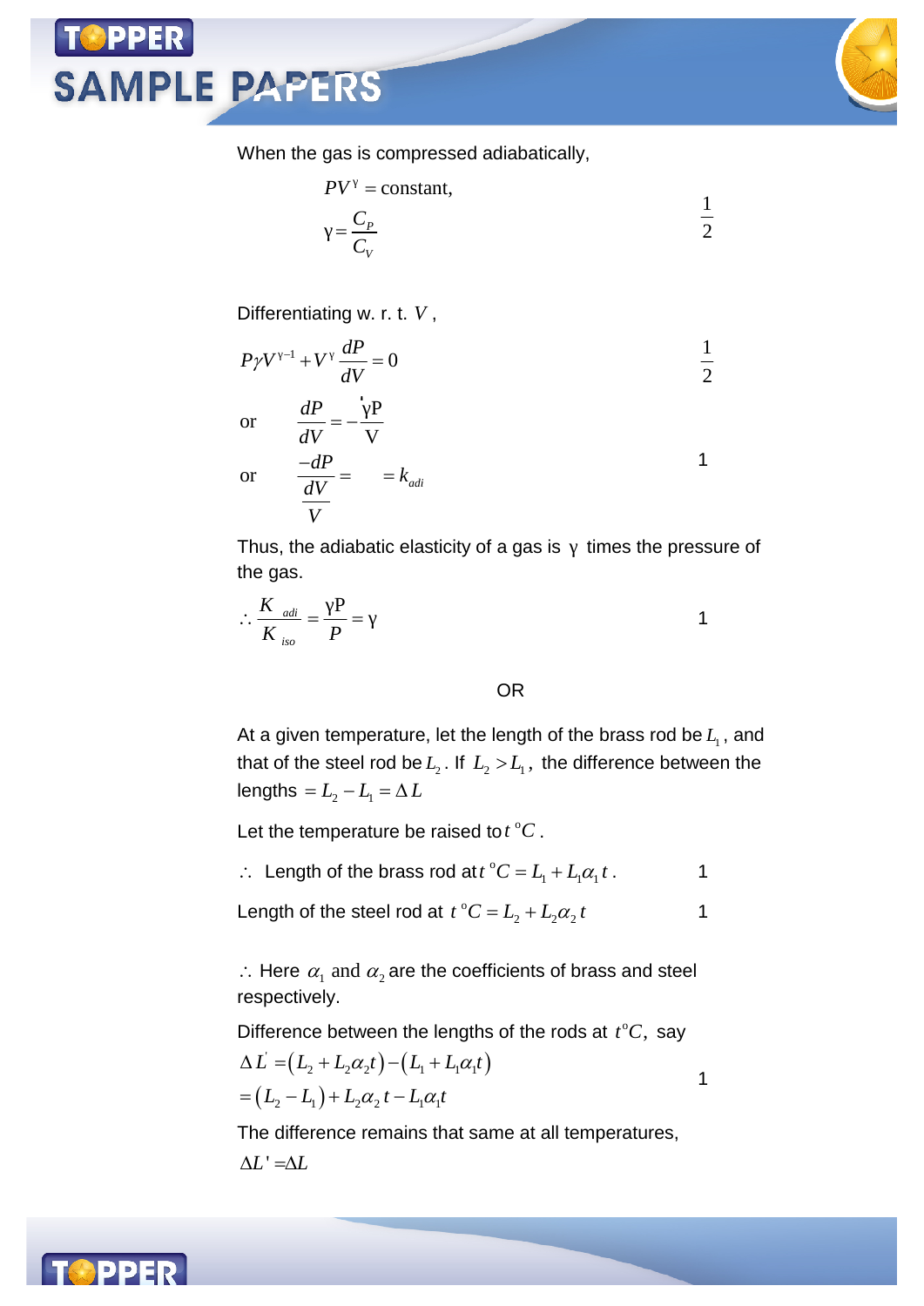When the gas is compressed adiabatically,

$$PV^{\gamma} = \text{constant},$$

$$\gamma = \frac{C_P}{C_V} \qquad \frac{1}{2}$$

Differentiating w. r. t. $V$,

$$P\gamma V^{\gamma-1} + V^{\gamma}\frac{dP}{dV} = 0 \qquad \frac{1}{2}$$

or $$\frac{dP}{dV} = -\frac{\gamma P}{V}$$

or $$\frac{-dP}{\frac{dV}{V}} = \quad = k_{adi} \qquad 1$$

Thus, the adiabatic elasticity of a gas is $\gamma$ times the pressure of the gas.

$$\therefore \frac{K_{adi}}{K_{iso}} = \frac{\gamma P}{P} = \gamma \qquad 1$$

OR

At a given temperature, let the length of the brass rod be $L_1$, and that of the steel rod be $L_2$. If $L_2 > L_1$, the difference between the lengths $= L_2 - L_1 = \Delta L$

Let the temperature be raised to $t\,^{o}C$.

$\therefore$ Length of the brass rod at $t\,^{o}C = L_1 + L_1\alpha_1 t$. 1

Length of the steel rod at $t\,^{o}C = L_2 + L_2\alpha_2 t$ 1

$\therefore$ Here $\alpha_1$ and $\alpha_2$ are the coefficients of brass and steel respectively.

Difference between the lengths of the rods at $t^{o}C$, say

$$\Delta L' = (L_2 + L_2\alpha_2 t) - (L_1 + L_1\alpha_1 t)$$
$$= (L_2 - L_1) + L_2\alpha_2 t - L_1\alpha_1 t \qquad 1$$

The difference remains that same at all temperatures,

$\Delta L' = \Delta L$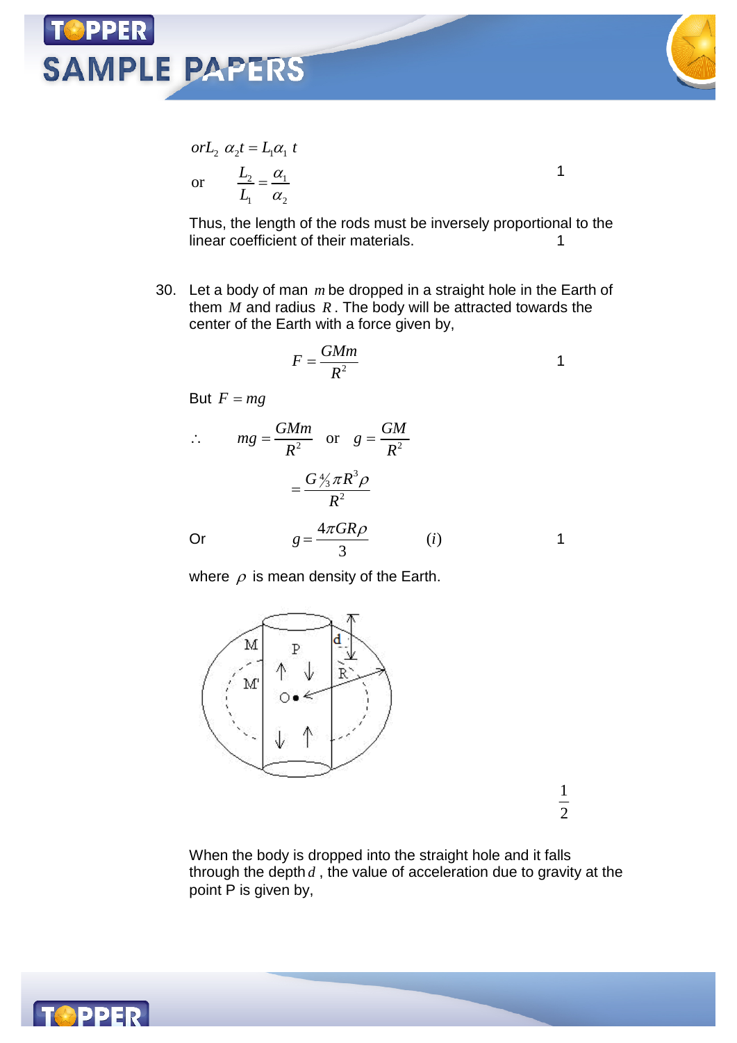$$or L_2 \ \alpha_2 t = L_1 \alpha_1 \ t$$

or $\quad \dfrac{L_2}{L_1} = \dfrac{\alpha_1}{\alpha_2}$ 1

Thus, the length of the rods must be inversely proportional to the linear coefficient of their materials. 1

30. Let a body of man $m$ be dropped in a straight hole in the Earth of them $M$ and radius $R$. The body will be attracted towards the center of the Earth with a force given by,

$$F = \frac{GMm}{R^2}$$ 1

But $F = mg$

$$\therefore \quad mg = \frac{GMm}{R^2} \quad \text{or} \quad g = \frac{GM}{R^2}$$

$$= \frac{G \, {}^4\!/\!_3 \pi R^3 \rho}{R^2}$$

Or $\quad g = \dfrac{4\pi G R \rho}{3} \qquad (i)$ 1

where $\rho$ is mean density of the Earth.

$\frac{1}{2}$

When the body is dropped into the straight hole and it falls through the depth $d$, the value of acceleration due to gravity at the point P is given by,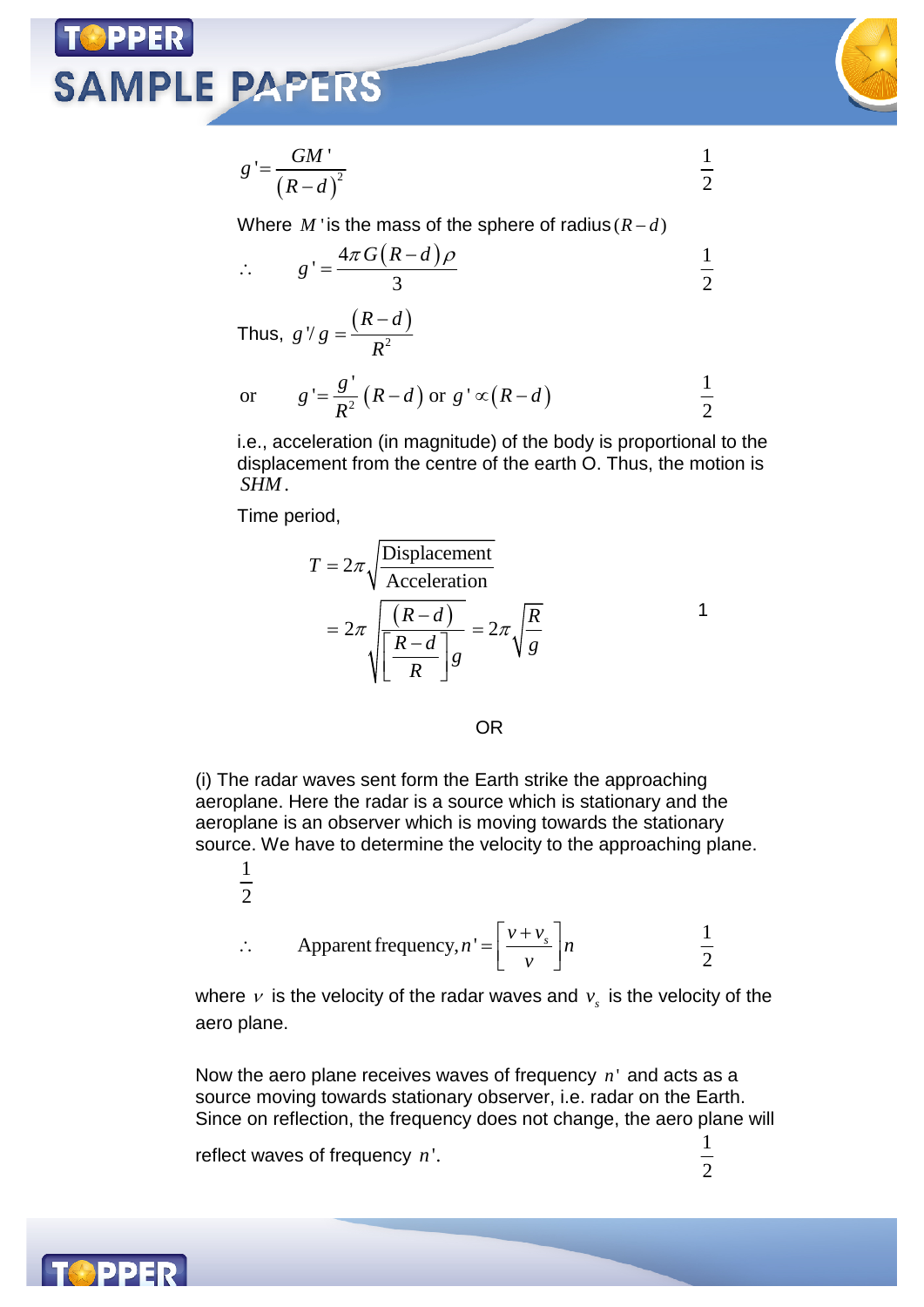$$g' = \frac{GM'}{(R-d)^2} \qquad \frac{1}{2}$$

Where $M'$ is the mass of the sphere of radius $(R-d)$

$$\therefore \qquad g' = \frac{4\pi G(R-d)\rho}{3} \qquad \frac{1}{2}$$

Thus, $g'/g = \dfrac{(R-d)}{R^2}$

$$\text{or} \qquad g' = \frac{g'}{R^2}(R-d) \text{ or } g' \propto (R-d) \qquad \frac{1}{2}$$

i.e., acceleration (in magnitude) of the body is proportional to the displacement from the centre of the earth O. Thus, the motion is $SHM$.

Time period,

$$T = 2\pi\sqrt{\frac{\text{Displacement}}{\text{Acceleration}}}$$

$$= 2\pi\sqrt{\frac{(R-d)}{\left[\frac{R-d}{R}\right]g}} = 2\pi\sqrt{\frac{R}{g}} \qquad 1$$

OR

(i) The radar waves sent form the Earth strike the approaching aeroplane. Here the radar is a source which is stationary and the aeroplane is an observer which is moving towards the stationary source. We have to determine the velocity to the approaching plane. $\frac{1}{2}$

$$\therefore \qquad \text{Apparent frequency}, n' = \left[\frac{v+v_s}{v}\right]n \qquad \frac{1}{2}$$

where $v$ is the velocity of the radar waves and $v_s$ is the velocity of the aero plane.

Now the aero plane receives waves of frequency $n'$ and acts as a source moving towards stationary observer, i.e. radar on the Earth. Since on reflection, the frequency does not change, the aero plane will reflect waves of frequency $n'$. $\frac{1}{2}$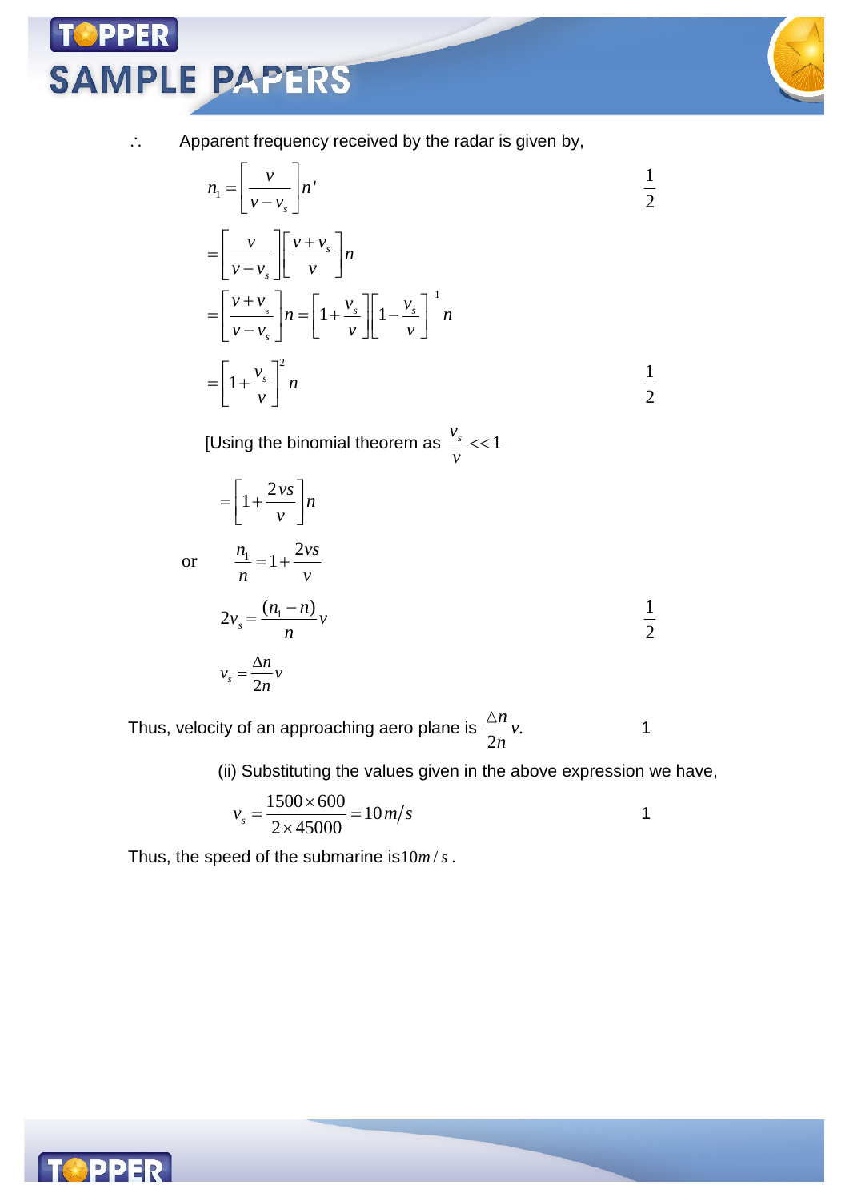$\therefore$ Apparent frequency received by the radar is given by,

$$n_1 = \left[\frac{v}{v - v_s}\right] n' \qquad \frac{1}{2}$$

$$= \left[\frac{v}{v - v_s}\right]\left[\frac{v + v_s}{v}\right] n$$

$$= \left[\frac{v + v_s}{v - v_s}\right] n = \left[1 + \frac{v_s}{v}\right]\left[1 - \frac{v_s}{v}\right]^{-1} n$$

$$= \left[1 + \frac{v_s}{v}\right]^2 n \qquad \frac{1}{2}$$

[Using the binomial theorem as $\frac{v_s}{v} << 1$

$$= \left[1 + \frac{2vs}{v}\right] n$$

or $$\frac{n_1}{n} = 1 + \frac{2vs}{v}$$

$$2v_s = \frac{(n_1 - n)}{n} v \qquad \frac{1}{2}$$

$$v_s = \frac{\Delta n}{2n} v$$

Thus, velocity of an approaching aero plane is $\frac{\triangle n}{2n} v$. 1

(ii) Substituting the values given in the above expression we have,

$$v_s = \frac{1500 \times 600}{2 \times 45000} = 10\, m/s \qquad 1$$

Thus, the speed of the submarine is $10 m/s$.